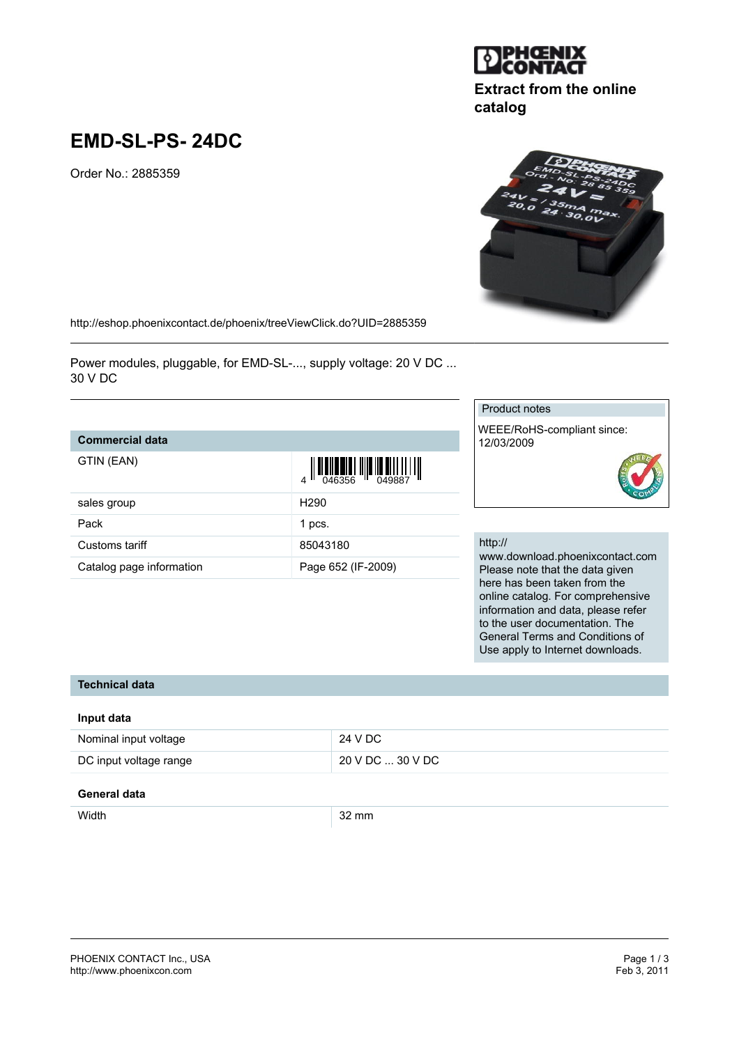Extract from the online catalog

# EMD-SL-PS- 24DC

Order No.: 2885359

http://eshop.phoenixcontact.de/phoenix/treeViewClick.do?UID=2885359

Power modules, pluggable, for EMD-SL-..., supply voltage: 20 V DC ... 30 V DC

| Commercial data | |
|---|---|
| GTIN (EAN) | 4 046356 049887 |
| sales group | H290 |
| Pack | 1 pcs. |
| Customs tariff | 85043180 |
| Catalog page information | Page 652 (IF-2009) |

Product notes

WEEE/RoHS-compliant since: 12/03/2009

http://www.download.phoenixcontact.com
Please note that the data given here has been taken from the online catalog. For comprehensive information and data, please refer to the user documentation. The General Terms and Conditions of Use apply to Internet downloads.

## Technical data

### Input data

| | |
|---|---|
| Nominal input voltage | 24 V DC |
| DC input voltage range | 20 V DC ... 30 V DC |

### General data

| | |
|---|---|
| Width | 32 mm |

PHOENIX CONTACT Inc., USA
http://www.phoenixcon.com

Feb 3, 2011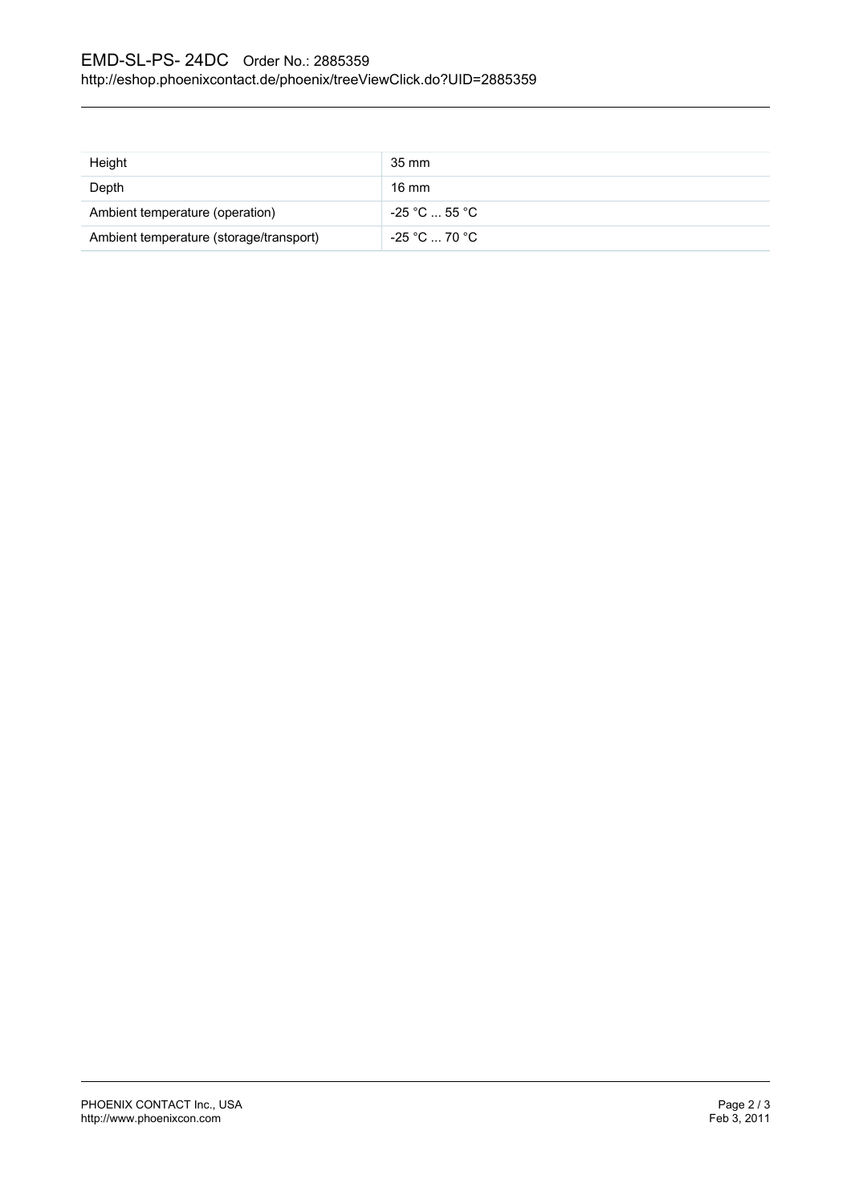| Height | 35 mm |
| --- | --- |
| Depth | 16 mm |
| Ambient temperature (operation) | -25 °C ... 55 °C |
| Ambient temperature (storage/transport) | -25 °C ... 70 °C |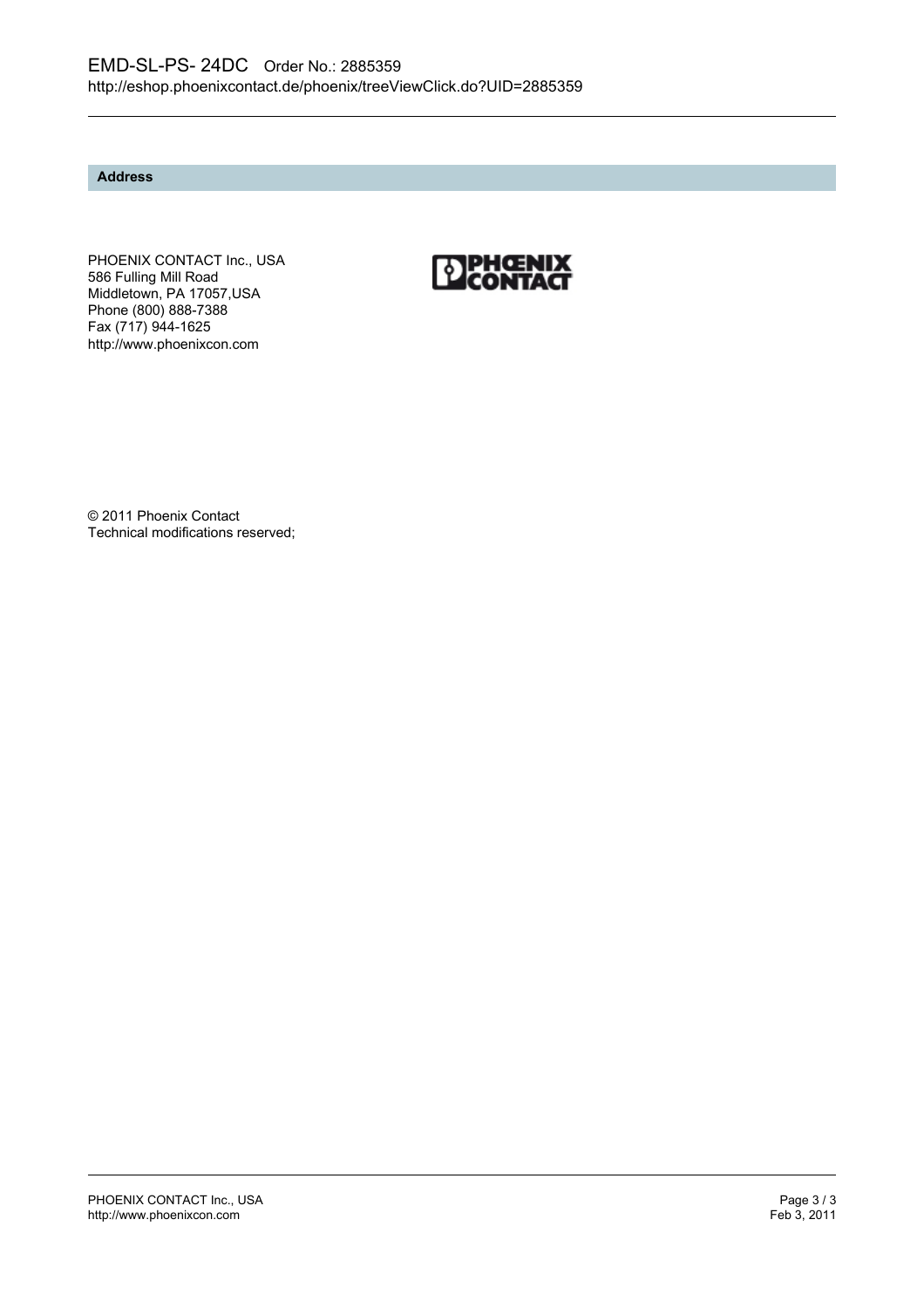## Address

PHOENIX CONTACT Inc., USA
586 Fulling Mill Road
Middletown, PA 17057,USA
Phone (800) 888-7388
Fax (717) 944-1625
http://www.phoenixcon.com

© 2011 Phoenix Contact
Technical modifications reserved;